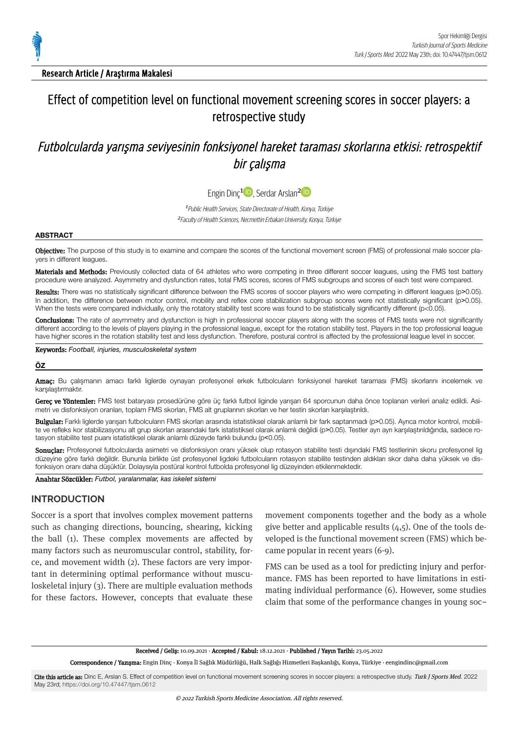**Research Article / Araştırma Makalesi**

# Effect of competition level on functional movement screening scores in soccer players: a retrospective study

# *Futbolcularda yarışma seviyesinin fonksiyonel hareket taraması skorlarına etkisi: retrospektif bir çalışma*

Engin Dinç[1], Serdar Arslan[2]

[1] *Public Health Services, State Directorate of Health, Konya, Türkiye*
[2] *Faculty of Health Sciences, Necmettin Erbakan University, Konya, Türkiye*

## ABSTRACT

**Objective:** The purpose of this study is to examine and compare the scores of the functional movement screen (FMS) of professional male soccer players in different leagues.

**Materials and Methods:** Previously collected data of 64 athletes who were competing in three different soccer leagues, using the FMS test battery procedure were analyzed. Asymmetry and dysfunction rates, total FMS scores, scores of FMS subgroups and scores of each test were compared.

**Results:** There was no statistically significant difference between the FMS scores of soccer players who were competing in different leagues ($p>0.05$). In addition, the difference between motor control, mobility and reflex core stabilization subgroup scores were not statistically significant ($p>0.05$). When the tests were compared individually, only the rotatory stability test score was found to be statistically significantly different ($p<0.05$).

**Conclusions:** The rate of asymmetry and dysfunction is high in professional soccer players along with the scores of FMS tests were not significantly different according to the levels of players playing in the professional league, except for the rotation stability test. Players in the top professional league have higher scores in the rotation stability test and less dysfunction. Therefore, postural control is affected by the professional league level in soccer.

**Keywords:** *Football, injuries, musculoskeletal system*

## ÖZ

**Amaç:** Bu çalışmanın amacı farklı liglerde oynayan profesyonel erkek futbolcuların fonksiyonel hareket taraması (FMS) skorlarını incelemek ve karşılaştırmaktır.

**Gereç ve Yöntemler:** FMS test bataryası prosedürüne göre üç farklı futbol liginde yarışan 64 sporcunun daha önce toplanan verileri analiz edildi. Asimetri ve disfonksiyon oranları, toplam FMS skorları, FMS alt gruplarının skorları ve her testin skorları karşılaştırıldı.

**Bulgular:** Farklı liglerde yarışan futbolcuların FMS skorları arasında istatistiksel olarak anlamlı bir fark saptanmadı ($p>0.05$). Ayrıca motor kontrol, mobilite ve refleks kor stabilizasyonu alt grup skorları arasındaki fark istatistiksel olarak anlamlı değildi ($p>0.05$). Testler ayrı ayrı karşılaştırıldığında, sadece rotasyon stabilite test puanı istatistiksel olarak anlamlı düzeyde farklı bulundu ($p<0.05$).

**Sonuçlar:** Profesyonel futbolcularda asimetri ve disfonksiyon oranı yüksek olup rotasyon stabilite testi dışındaki FMS testlerinin skoru profesyonel lig düzeyine göre farklı değildir. Bununla birlikte üst profesyonel ligdeki futbolcuların rotasyon stabilite testinden aldıkları skor daha daha yüksek ve disfonksiyon oranı daha düşüktür. Dolayısıyla postüral kontrol futbolda profesyonel lig düzeyinden etkilenmektedir.

**Anahtar Sözcükler:** *Futbol, yaralanmalar, kas iskelet sistemi*

## INTRODUCTION

Soccer is a sport that involves complex movement patterns such as changing directions, bouncing, shearing, kicking the ball (1). These complex movements are affected by many factors such as neuromuscular control, stability, force, and movement width (2). These factors are very important in determining optimal performance without musculoskeletal injury (3). There are multiple evaluation methods for these factors. However, concepts that evaluate these movement components together and the body as a whole give better and applicable results (4,5). One of the tools developed is the functional movement screen (FMS) which became popular in recent years (6-9).

FMS can be used as a tool for predicting injury and performance. FMS has been reported to have limitations in estimating individual performance (6). However, some studies claim that some of the performance changes in young soc-

**Received / Geliş:** 10.09.2021 · **Accepted / Kabul:** 18.12.2021 · **Published / Yayın Tarihi:** 23.05.2022

**Correspondence / Yazışma:** Engin Dinç · Konya İl Sağlık Müdürlüğü, Halk Sağlığı Hizmetleri Başkanlığı, Konya, Türkiye · eengindinc@gmail.com

**Cite this article as:** Dinc E, Arslan S. Effect of competition level on functional movement screening scores in soccer players: a retrospective study. *Turk J Sports Med.* 2022 May 23rd; https://doi.org/10.47447/tjsm.0612

*© 2022 Turkish Sports Medicine Association. All rights reserved.*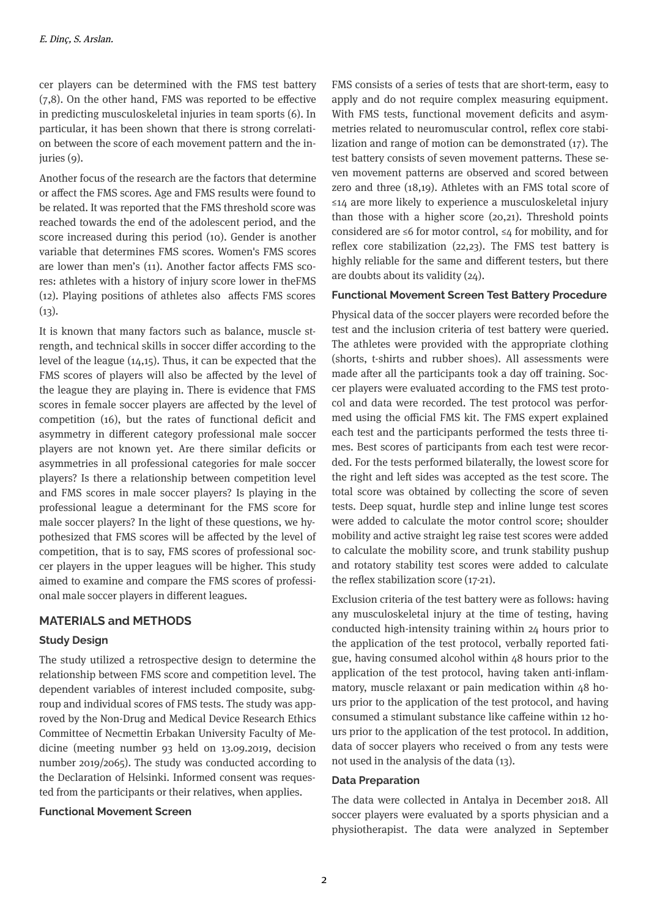cer players can be determined with the FMS test battery (7,8). On the other hand, FMS was reported to be effective in predicting musculoskeletal injuries in team sports (6). In particular, it has been shown that there is strong correlation between the score of each movement pattern and the injuries (9).

Another focus of the research are the factors that determine or affect the FMS scores. Age and FMS results were found to be related. It was reported that the FMS threshold score was reached towards the end of the adolescent period, and the score increased during this period (10). Gender is another variable that determines FMS scores. Women's FMS scores are lower than men's (11). Another factor affects FMS scores: athletes with a history of injury score lower in theFMS (12). Playing positions of athletes also affects FMS scores (13).

It is known that many factors such as balance, muscle strength, and technical skills in soccer differ according to the level of the league (14,15). Thus, it can be expected that the FMS scores of players will also be affected by the level of the league they are playing in. There is evidence that FMS scores in female soccer players are affected by the level of competition (16), but the rates of functional deficit and asymmetry in different category professional male soccer players are not known yet. Are there similar deficits or asymmetries in all professional categories for male soccer players? Is there a relationship between competition level and FMS scores in male soccer players? Is playing in the professional league a determinant for the FMS score for male soccer players? In the light of these questions, we hypothesized that FMS scores will be affected by the level of competition, that is to say, FMS scores of professional soccer players in the upper leagues will be higher. This study aimed to examine and compare the FMS scores of professional male soccer players in different leagues.

## MATERIALS and METHODS

### Study Design

The study utilized a retrospective design to determine the relationship between FMS score and competition level. The dependent variables of interest included composite, subgroup and individual scores of FMS tests. The study was approved by the Non-Drug and Medical Device Research Ethics Committee of Necmettin Erbakan University Faculty of Medicine (meeting number 93 held on 13.09.2019, decision number 2019/2065). The study was conducted according to the Declaration of Helsinki. Informed consent was requested from the participants or their relatives, when applies.

### Functional Movement Screen

FMS consists of a series of tests that are short-term, easy to apply and do not require complex measuring equipment. With FMS tests, functional movement deficits and asymmetries related to neuromuscular control, reflex core stabilization and range of motion can be demonstrated (17). The test battery consists of seven movement patterns. These seven movement patterns are observed and scored between zero and three (18,19). Athletes with an FMS total score of ≤14 are more likely to experience a musculoskeletal injury than those with a higher score (20,21). Threshold points considered are ≤6 for motor control, ≤4 for mobility, and for reflex core stabilization (22,23). The FMS test battery is highly reliable for the same and different testers, but there are doubts about its validity (24).

### Functional Movement Screen Test Battery Procedure

Physical data of the soccer players were recorded before the test and the inclusion criteria of test battery were queried. The athletes were provided with the appropriate clothing (shorts, t-shirts and rubber shoes). All assessments were made after all the participants took a day off training. Soccer players were evaluated according to the FMS test protocol and data were recorded. The test protocol was performed using the official FMS kit. The FMS expert explained each test and the participants performed the tests three times. Best scores of participants from each test were recorded. For the tests performed bilaterally, the lowest score for the right and left sides was accepted as the test score. The total score was obtained by collecting the score of seven tests. Deep squat, hurdle step and inline lunge test scores were added to calculate the motor control score; shoulder mobility and active straight leg raise test scores were added to calculate the mobility score, and trunk stability pushup and rotatory stability test scores were added to calculate the reflex stabilization score (17-21).

Exclusion criteria of the test battery were as follows: having any musculoskeletal injury at the time of testing, having conducted high-intensity training within 24 hours prior to the application of the test protocol, verbally reported fatigue, having consumed alcohol within 48 hours prior to the application of the test protocol, having taken anti-inflammatory, muscle relaxant or pain medication within 48 hours prior to the application of the test protocol, and having consumed a stimulant substance like caffeine within 12 hours prior to the application of the test protocol. In addition, data of soccer players who received 0 from any tests were not used in the analysis of the data (13).

### Data Preparation

The data were collected in Antalya in December 2018. All soccer players were evaluated by a sports physician and a physiotherapist. The data were analyzed in September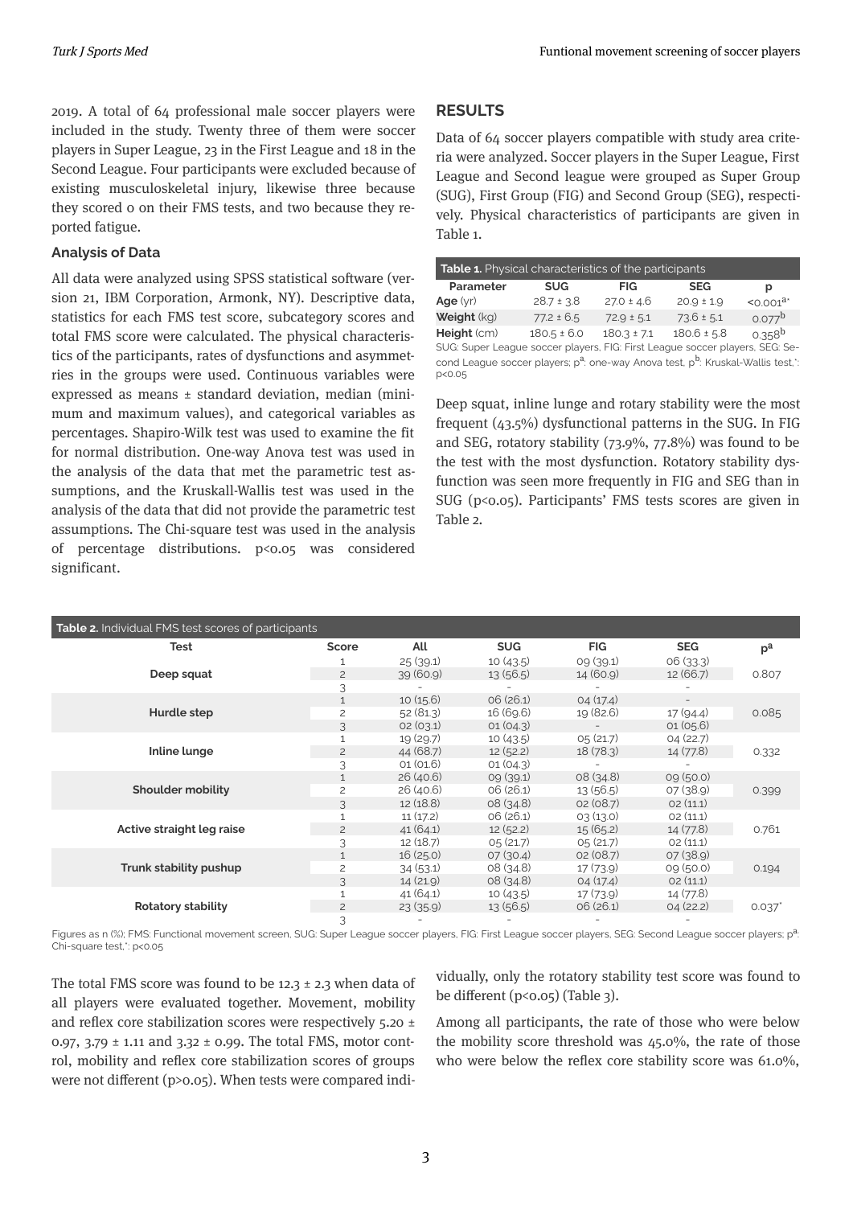2019. A total of 64 professional male soccer players were included in the study. Twenty three of them were soccer players in Super League, 23 in the First League and 18 in the Second League. Four participants were excluded because of existing musculoskeletal injury, likewise three because they scored 0 on their FMS tests, and two because they reported fatigue.

### Analysis of Data

All data were analyzed using SPSS statistical software (version 21, IBM Corporation, Armonk, NY). Descriptive data, statistics for each FMS test score, subcategory scores and total FMS score were calculated. The physical characteristics of the participants, rates of dysfunctions and asymmetries in the groups were used. Continuous variables were expressed as means ± standard deviation, median (minimum and maximum values), and categorical variables as percentages. Shapiro-Wilk test was used to examine the fit for normal distribution. One-way Anova test was used in the analysis of the data that met the parametric test assumptions, and the Kruskall-Wallis test was used in the analysis of the data that did not provide the parametric test assumptions. The Chi-square test was used in the analysis of percentage distributions. $p<0.05$ was considered significant.

## RESULTS

Data of 64 soccer players compatible with study area criteria were analyzed. Soccer players in the Super League, First League and Second league were grouped as Super Group (SUG), First Group (FIG) and Second Group (SEG), respectively. Physical characteristics of participants are given in Table 1.

**Table 1.** Physical characteristics of the participants

| Parameter | SUG | FIG | SEG | p |
|---|---|---|---|---|
| **Age** (yr) | 28.7 ± 3.8 | 27.0 ± 4.6 | 20.9 ± 1.9 | <0.001[a*] |
| **Weight** (kg) | 77.2 ± 6.5 | 72.9 ± 5.1 | 73.6 ± 5.1 | 0.077[b] |
| **Height** (cm) | 180.5 ± 6.0 | 180.3 ± 7.1 | 180.6 ± 5.8 | 0.358[b] |

SUG: Super League soccer players, FIG: First League soccer players, SEG: Second League soccer players; p[a]: one-way Anova test, p[b]: Kruskal-Wallis test,*: p<0.05

Deep squat, inline lunge and rotary stability were the most frequent (43.5%) dysfunctional patterns in the SUG. In FIG and SEG, rotatory stability (73.9%, 77.8%) was found to be the test with the most dysfunction. Rotatory stability dysfunction was seen more frequently in FIG and SEG than in SUG ($p<0.05$). Participants' FMS tests scores are given in Table 2.

**Table 2.** Individual FMS test scores of participants

| Test | Score | All | SUG | FIG | SEG | p[a] |
|---|---|---|---|---|---|---|
| **Deep squat** | 1 | 25 (39.1) | 10 (43.5) | 09 (39.1) | 06 (33.3) | 0.807 |
| | 2 | 39 (60.9) | 13 (56.5) | 14 (60.9) | 12 (66.7) | |
| | 3 | - | - | - | - | |
| **Hurdle step** | 1 | 10 (15.6) | 06 (26.1) | 04 (17.4) | - | 0.085 |
| | 2 | 52 (81.3) | 16 (69.6) | 19 (82.6) | 17 (94.4) | |
| | 3 | 02 (03.1) | 01 (04.3) | - | 01 (05.6) | |
| **Inline lunge** | 1 | 19 (29.7) | 10 (43.5) | 05 (21.7) | 04 (22.7) | 0.332 |
| | 2 | 44 (68.7) | 12 (52.2) | 18 (78.3) | 14 (77.8) | |
| | 3 | 01 (01.6) | 01 (04.3) | - | - | |
| **Shoulder mobility** | 1 | 26 (40.6) | 09 (39.1) | 08 (34.8) | 09 (50.0) | 0.399 |
| | 2 | 26 (40.6) | 06 (26.1) | 13 (56.5) | 07 (38.9) | |
| | 3 | 12 (18.8) | 08 (34.8) | 02 (08.7) | 02 (11.1) | |
| **Active straight leg raise** | 1 | 11 (17.2) | 06 (26.1) | 03 (13.0) | 02 (11.1) | 0.761 |
| | 2 | 41 (64.1) | 12 (52.2) | 15 (65.2) | 14 (77.8) | |
| | 3 | 12 (18.7) | 05 (21.7) | 05 (21.7) | 02 (11.1) | |
| **Trunk stability pushup** | 1 | 16 (25.0) | 07 (30.4) | 02 (08.7) | 07 (38.9) | 0.194 |
| | 2 | 34 (53.1) | 08 (34.8) | 17 (73.9) | 09 (50.0) | |
| | 3 | 14 (21.9) | 08 (34.8) | 04 (17.4) | 02 (11.1) | |
| **Rotatory stability** | 1 | 41 (64.1) | 10 (43.5) | 17 (73.9) | 14 (77.8) | 0.037* |
| | 2 | 23 (35.9) | 13 (56.5) | 06 (26.1) | 04 (22.2) | |
| | 3 | - | - | - | - | |

Figures as n (%); FMS: Functional movement screen, SUG: Super League soccer players, FIG: First League soccer players, SEG: Second League soccer players; p[a]: Chi-square test,*: p<0.05

The total FMS score was found to be 12.3 ± 2.3 when data of all players were evaluated together. Movement, mobility and reflex core stabilization scores were respectively 5.20 ± 0.97, 3.79 ± 1.11 and 3.32 ± 0.99. The total FMS, motor control, mobility and reflex core stabilization scores of groups were not different ($p>0.05$). When tests were compared individually, only the rotatory stability test score was found to be different ($p<0.05$) (Table 3).

Among all participants, the rate of those who were below the mobility score threshold was 45.0%, the rate of those who were below the reflex core stability score was 61.0%,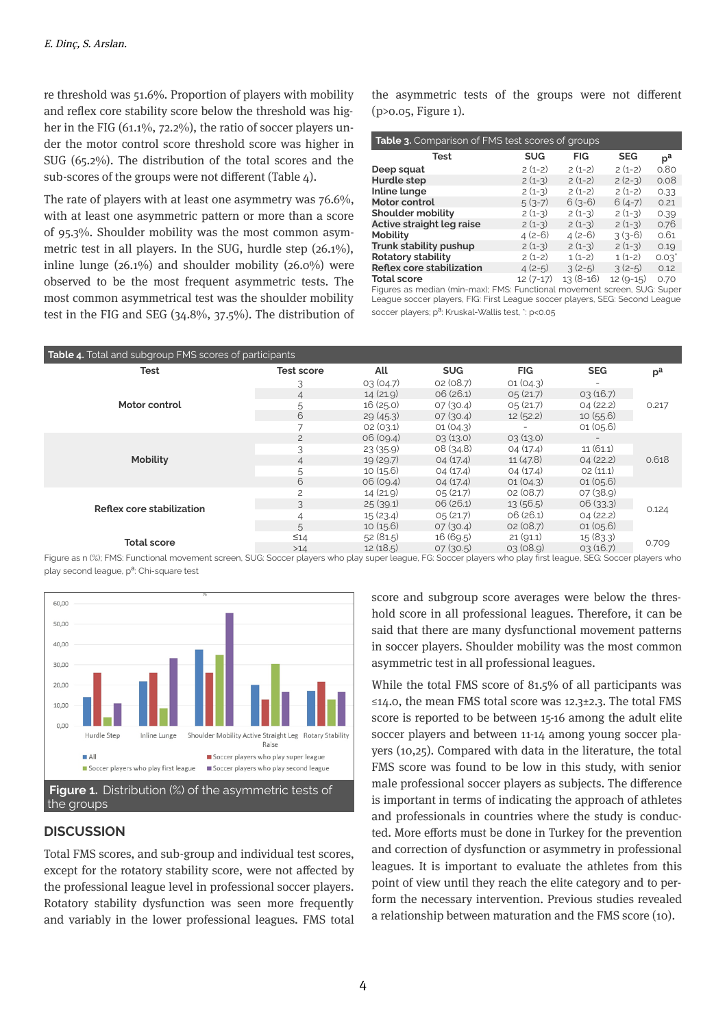re threshold was 51.6%. Proportion of players with mobility and reflex core stability score below the threshold was higher in the FIG (61.1%, 72.2%), the ratio of soccer players under the motor control score threshold score was higher in SUG (65.2%). The distribution of the total scores and the sub-scores of the groups were not different (Table 4).

The rate of players with at least one asymmetry was 76.6%, with at least one asymmetric pattern or more than a score of 95.3%. Shoulder mobility was the most common asymmetric test in all players. In the SUG, hurdle step (26.1%), inline lunge (26.1%) and shoulder mobility (26.0%) were observed to be the most frequent asymmetric tests. The most common asymmetrical test was the shoulder mobility test in the FIG and SEG (34.8%, 37.5%). The distribution of the asymmetric tests of the groups were not different (p>0.05, Figure 1).

**Table 3.** Comparison of FMS test scores of groups

| Test | SUG | FIG | SEG | p[a] |
|---|---|---|---|---|
| **Deep squat** | 2 (1-2) | 2 (1-2) | 2 (1-2) | 0.80 |
| **Hurdle step** | 2 (1-3) | 2 (1-2) | 2 (2-3) | 0.08 |
| **Inline lunge** | 2 (1-3) | 2 (1-2) | 2 (1-2) | 0.33 |
| **Motor control** | 5 (3-7) | 6 (3-6) | 6 (4-7) | 0.21 |
| **Shoulder mobility** | 2 (1-3) | 2 (1-3) | 2 (1-3) | 0.39 |
| **Active straight leg raise** | 2 (1-3) | 2 (1-3) | 2 (1-3) | 0.76 |
| **Mobility** | 4 (2-6) | 4 (2-6) | 3 (3-6) | 0.61 |
| **Trunk stability pushup** | 2 (1-3) | 2 (1-3) | 2 (1-3) | 0.19 |
| **Rotatory stability** | 2 (1-2) | 1 (1-2) | 1 (1-2) | 0.03* |
| **Reflex core stabilization** | 4 (2-5) | 3 (2-5) | 3 (2-5) | 0.12 |
| **Total score** | 12 (7-17) | 13 (8-16) | 12 (9-15) | 0.70 |

Figures as median (min-max); FMS: Functional movement screen, SUG: Super League soccer players, FIG: First League soccer players, SEG: Second League soccer players; p[a]: Kruskal-Wallis test, *: p<0.05

**Table 4.** Total and subgroup FMS scores of participants

| Test | Test score | All | SUG | FIG | SEG | p[a] |
|---|---|---|---|---|---|---|
| **Motor control** | 3 | 03 (04.7) | 02 (08.7) | 01 (04.3) | - | 0.217 |
| | 4 | 14 (21.9) | 06 (26.1) | 05 (21.7) | 03 (16.7) | |
| | 5 | 16 (25.0) | 07 (30.4) | 05 (21.7) | 04 (22.2) | |
| | 6 | 29 (45.3) | 07 (30.4) | 12 (52.2) | 10 (55.6) | |
| | 7 | 02 (03.1) | 01 (04.3) | - | 01 (05.6) | |
| **Mobility** | 2 | 06 (09.4) | 03 (13.0) | 03 (13.0) | - | 0.618 |
| | 3 | 23 (35.9) | 08 (34.8) | 04 (17.4) | 11 (61.1) | |
| | 4 | 19 (29.7) | 04 (17.4) | 11 (47.8) | 04 (22.2) | |
| | 5 | 10 (15.6) | 04 (17.4) | 04 (17.4) | 02 (11.1) | |
| | 6 | 06 (09.4) | 04 (17.4) | 01 (04.3) | 01 (05.6) | |
| **Reflex core stabilization** | 2 | 14 (21.9) | 05 (21.7) | 02 (08.7) | 07 (38.9) | 0.124 |
| | 3 | 25 (39.1) | 06 (26.1) | 13 (56.5) | 06 (33.3) | |
| | 4 | 15 (23.4) | 05 (21.7) | 06 (26.1) | 04 (22.2) | |
| | 5 | 10 (15.6) | 07 (30.4) | 02 (08.7) | 01 (05.6) | |
| **Total score** | ≤14 | 52 (81.5) | 16 (69.5) | 21 (91.1) | 15 (83.3) | 0.709 |
| | >14 | 12 (18.5) | 07 (30.5) | 03 (08.9) | 03 (16.7) | |

Figure as n (%); FMS: Functional movement screen, SUG: Soccer players who play super league, FG: Soccer players who play first league, SEG: Soccer players who play second league, p[a]: Chi-square test

**Figure 1.** Distribution (%) of the asymmetric tests of the groups

## DISCUSSION

Total FMS scores, and sub-group and individual test scores, except for the rotatory stability score, were not affected by the professional league level in professional soccer players. Rotatory stability dysfunction was seen more frequently and variably in the lower professional leagues. FMS total score and subgroup score averages were below the threshold score in all professional leagues. Therefore, it can be said that there are many dysfunctional movement patterns in soccer players. Shoulder mobility was the most common asymmetric test in all professional leagues.

While the total FMS score of 81.5% of all participants was ≤14.0, the mean FMS total score was 12.3±2.3. The total FMS score is reported to be between 15-16 among the adult elite soccer players and between 11-14 among young soccer players (10,25). Compared with data in the literature, the total FMS score was found to be low in this study, with senior male professional soccer players as subjects. The difference is important in terms of indicating the approach of athletes and professionals in countries where the study is conducted. More efforts must be done in Turkey for the prevention and correction of dysfunction or asymmetry in professional leagues. It is important to evaluate the athletes from this point of view until they reach the elite category and to perform the necessary intervention. Previous studies revealed a relationship between maturation and the FMS score (10).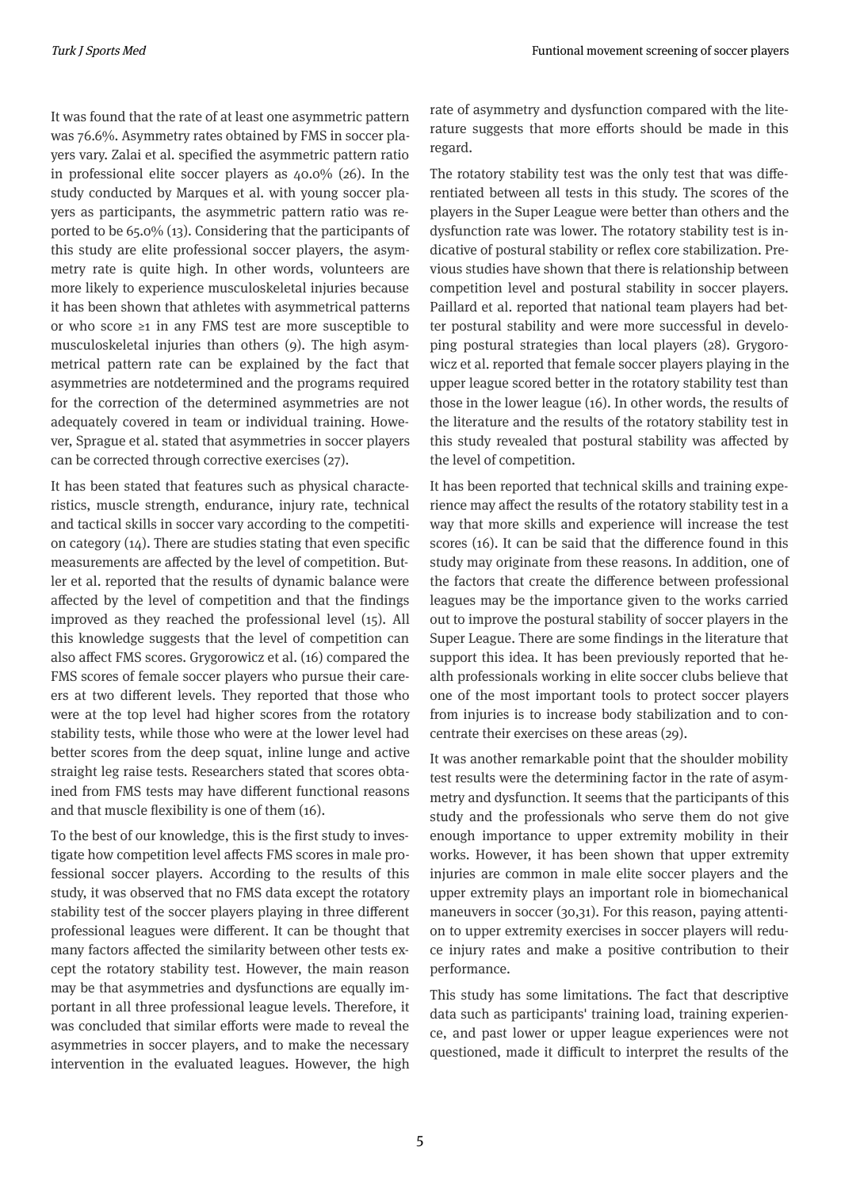It was found that the rate of at least one asymmetric pattern was 76.6%. Asymmetry rates obtained by FMS in soccer players vary. Zalai et al. specified the asymmetric pattern ratio in professional elite soccer players as 40.0% (26). In the study conducted by Marques et al. with young soccer players as participants, the asymmetric pattern ratio was reported to be 65.0% (13). Considering that the participants of this study are elite professional soccer players, the asymmetry rate is quite high. In other words, volunteers are more likely to experience musculoskeletal injuries because it has been shown that athletes with asymmetrical patterns or who score ≥1 in any FMS test are more susceptible to musculoskeletal injuries than others (9). The high asymmetrical pattern rate can be explained by the fact that asymmetries are notdetermined and the programs required for the correction of the determined asymmetries are not adequately covered in team or individual training. However, Sprague et al. stated that asymmetries in soccer players can be corrected through corrective exercises (27).

It has been stated that features such as physical characteristics, muscle strength, endurance, injury rate, technical and tactical skills in soccer vary according to the competition category (14). There are studies stating that even specific measurements are affected by the level of competition. Butler et al. reported that the results of dynamic balance were affected by the level of competition and that the findings improved as they reached the professional level (15). All this knowledge suggests that the level of competition can also affect FMS scores. Grygorowicz et al. (16) compared the FMS scores of female soccer players who pursue their careers at two different levels. They reported that those who were at the top level had higher scores from the rotatory stability tests, while those who were at the lower level had better scores from the deep squat, inline lunge and active straight leg raise tests. Researchers stated that scores obtained from FMS tests may have different functional reasons and that muscle flexibility is one of them (16).

To the best of our knowledge, this is the first study to investigate how competition level affects FMS scores in male professional soccer players. According to the results of this study, it was observed that no FMS data except the rotatory stability test of the soccer players playing in three different professional leagues were different. It can be thought that many factors affected the similarity between other tests except the rotatory stability test. However, the main reason may be that asymmetries and dysfunctions are equally important in all three professional league levels. Therefore, it was concluded that similar efforts were made to reveal the asymmetries in soccer players, and to make the necessary intervention in the evaluated leagues. However, the high rate of asymmetry and dysfunction compared with the literature suggests that more efforts should be made in this regard.

The rotatory stability test was the only test that was differentiated between all tests in this study. The scores of the players in the Super League were better than others and the dysfunction rate was lower. The rotatory stability test is indicative of postural stability or reflex core stabilization. Previous studies have shown that there is relationship between competition level and postural stability in soccer players. Paillard et al. reported that national team players had better postural stability and were more successful in developing postural strategies than local players (28). Grygorowicz et al. reported that female soccer players playing in the upper league scored better in the rotatory stability test than those in the lower league (16). In other words, the results of the literature and the results of the rotatory stability test in this study revealed that postural stability was affected by the level of competition.

It has been reported that technical skills and training experience may affect the results of the rotatory stability test in a way that more skills and experience will increase the test scores (16). It can be said that the difference found in this study may originate from these reasons. In addition, one of the factors that create the difference between professional leagues may be the importance given to the works carried out to improve the postural stability of soccer players in the Super League. There are some findings in the literature that support this idea. It has been previously reported that health professionals working in elite soccer clubs believe that one of the most important tools to protect soccer players from injuries is to increase body stabilization and to concentrate their exercises on these areas (29).

It was another remarkable point that the shoulder mobility test results were the determining factor in the rate of asymmetry and dysfunction. It seems that the participants of this study and the professionals who serve them do not give enough importance to upper extremity mobility in their works. However, it has been shown that upper extremity injuries are common in male elite soccer players and the upper extremity plays an important role in biomechanical maneuvers in soccer (30,31). For this reason, paying attention to upper extremity exercises in soccer players will reduce injury rates and make a positive contribution to their performance.

This study has some limitations. The fact that descriptive data such as participants' training load, training experience, and past lower or upper league experiences were not questioned, made it difficult to interpret the results of the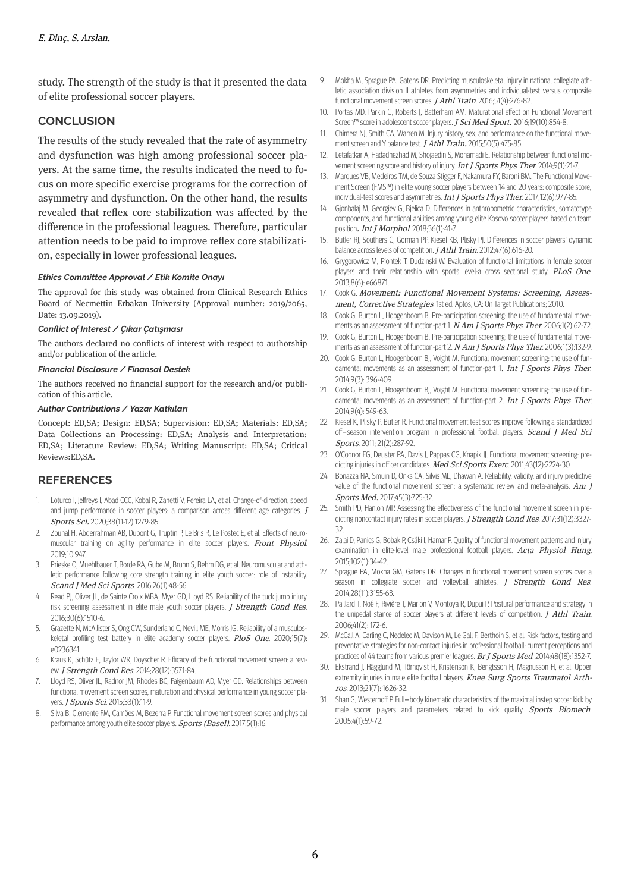study. The strength of the study is that it presented the data of elite professional soccer players.

## CONCLUSION

The results of the study revealed that the rate of asymmetry and dysfunction was high among professional soccer players. At the same time, the results indicated the need to focus on more specific exercise programs for the correction of asymmetry and dysfunction. On the other hand, the results revealed that reflex core stabilization was affected by the difference in the professional leagues. Therefore, particular attention needs to be paid to improve reflex core stabilization, especially in lower professional leagues.

#### Ethics Committee Approval / Etik Komite Onayı

The approval for this study was obtained from Clinical Research Ethics Board of Necmettin Erbakan University (Approval number: 2019/2065, Date: 13.09.2019).

#### Conflict of Interest / Çıkar Çatışması

The authors declared no conflicts of interest with respect to authorship and/or publication of the article.

#### Financial Disclosure / Finansal Destek

The authors received no financial support for the research and/or publication of this article.

#### Author Contributions / Yazar Katkıları

Concept: ED,SA; Design: ED,SA; Supervision: ED,SA; Materials: ED,SA; Data Collections an Processing: ED,SA; Analysis and Interpretation: ED,SA; Literature Review: ED,SA; Writing Manuscript: ED,SA; Critical Reviews:ED,SA.

## REFERENCES

1. Loturco I, Jeffreys I, Abad CCC, Kobal R, Zanetti V, Pereira LA, et al. Change-of-direction, speed and jump performance in soccer players: a comparison across different age categories. *J Sports Sci.* 2020;38(11-12):1279-85.
2. Zouhal H, Abderrahman AB, Dupont G, Truptin P, Le Bris R, Le Postec E, et al. Effects of neuromuscular training on agility performance in elite soccer players. *Front Physiol.* 2019;10:947.
3. Prieske O, Muehlbauer T, Borde RA, Gube M, Bruhn S, Behm DG, et al. Neuromuscular and athletic performance following core strength training in elite youth soccer: role of instability. *Scand J Med Sci Sports.* 2016;26(1):48-56.
4. Read PJ, Oliver JL, de Sainte Croix MBA, Myer GD, Lloyd RS. Reliability of the tuck jump injury risk screening assessment in elite male youth soccer players. *J Strength Cond Res.* 2016;30(6):1510-6.
5. Grazette N, McAllister S, Ong CW, Sunderland C, Nevill ME, Morris JG. Reliability of a musculoskeletal profiling test battery in elite academy soccer players. *PloS One.* 2020;15(7): e0236341.
6. Kraus K, Schütz E, Taylor WR, Doyscher R. Efficacy of the functional movement screen: a review. *J Strength Cond Res.* 2014;28(12):3571-84.
7. Lloyd RS, Oliver JL, Radnor JM, Rhodes BC, Faigenbaum AD, Myer GD. Relationships between functional movement screen scores, maturation and physical performance in young soccer players. *J Sports Sci.* 2015;33(1):11-9.
8. Silva B, Clemente FM, Camões M, Bezerra P. Functional movement screen scores and physical performance among youth elite soccer players. *Sports (Basel).* 2017;5(1):16.
9. Mokha M, Sprague PA, Gatens DR. Predicting musculoskeletal injury in national collegiate athletic association division II athletes from asymmetries and individual-test versus composite functional movement screen scores. *J Athl Train.* 2016;51(4):276-82.
10. Portas MD, Parkin G, Roberts J, Batterham AM. Maturational effect on Functional Movement Screen™ score in adolescent soccer players. *J Sci Med Sport.* 2016;19(10):854-8.
11. Chimera NJ, Smith CA, Warren M. Injury history, sex, and performance on the functional movement screen and Y balance test. *J Athl Train.* 2015;50(5):475-85.
12. Letafatkar A, Hadadnezhad M, Shojaedin S, Mohamadi E. Relationship between functional movement screening score and history of injury. *Int J Sports Phys Ther.* 2014;9(1):21-7.
13. Marques VB, Medeiros TM, de Souza Stigger F, Nakamura FY, Baroni BM. The Functional Movement Screen (FMS™) in elite young soccer players between 14 and 20 years: composite score, individual-test scores and asymmetries. *Int J Sports Phys Ther.* 2017;12(6):977-85.
14. Gjonbalaj M, Georgiev G, Bjelica D. Differences in anthropometric characteristics, somatotype components, and functional abilities among young elite Kosovo soccer players based on team position. *Int J Morphol.* 2018;36(1):41-7.
15. Butler RJ, Southers C, Gorman PP, Kiesel KB, Plisky PJ. Differences in soccer players' dynamic balance across levels of competition. *J Athl Train.* 2012;47(6):616-20.
16. Grygorowicz M, Piontek T, Dudzinski W. Evaluation of functional limitations in female soccer players and their relationship with sports level-a cross sectional study. *PLoS One.* 2013;8(6): e66871.
17. Cook G. *Movement: Functional Movement Systems: Screening, Assessment, Corrective Strategies.* 1st ed. Aptos, CA: On Target Publications; 2010.
18. Cook G, Burton L, Hoogenboom B. Pre-participation screening: the use of fundamental movements as an assessment of function-part 1. *N Am J Sports Phys Ther.* 2006;1(2):62-72.
19. Cook G, Burton L, Hoogenboom B. Pre-participation screening: the use of fundamental movements as an assessment of function-part 2. *N Am J Sports Phys Ther.* 2006;1(3):132-9.
20. Cook G, Burton L, Hoogenboom BJ, Voight M. Functional movement screening: the use of fundamental movements as an assessment of function-part 1. *Int J Sports Phys Ther.* 2014;9(3): 396-409.
21. Cook G, Burton L, Hoogenboom BJ, Voight M. Functional movement screening: the use of fundamental movements as an assessment of function-part 2. *Int J Sports Phys Ther.* 2014;9(4): 549-63.
22. Kiesel K, Plisky P, Butler R. Functional movement test scores improve following a standardized off‐season intervention program in professional football players. *Scand J Med Sci Sports.* 2011; 21(2):287-92.
23. O'Connor FG, Deuster PA, Davis J, Pappas CG, Knapik JJ. Functional movement screening: predicting injuries in officer candidates. *Med Sci Sports Exerc.* 2011;43(12):2224-30.
24. Bonazza NA, Smuin D, Onks CA, Silvis ML, Dhawan A. Reliability, validity, and injury predictive value of the functional movement screen: a systematic review and meta-analysis. *Am J Sports Med.* 2017;45(3):725-32.
25. Smith PD, Hanlon MP. Assessing the effectiveness of the functional movement screen in predicting noncontact injury rates in soccer players. *J Strength Cond Res.* 2017;31(12):3327-32.
26. Zalai D, Panics G, Bobak P, Csáki I, Hamar P. Quality of functional movement patterns and injury examination in elite-level male professional football players. *Acta Physiol Hung.* 2015;102(1):34-42.
27. Sprague PA, Mokha GM, Gatens DR. Changes in functional movement screen scores over a season in collegiate soccer and volleyball athletes. *J Strength Cond Res.* 2014;28(11):3155-63.
28. Paillard T, Noé F, Rivière T, Marion V, Montoya R, Dupui P. Postural performance and strategy in the unipedal stance of soccer players at different levels of competition. *J Athl Train.* 2006;41(2): 172-6.
29. McCall A, Carling C, Nedelec M, Davison M, Le Gall F, Berthoin S, et al. Risk factors, testing and preventative strategies for non-contact injuries in professional football: current perceptions and practices of 44 teams from various premier leagues. *Br J Sports Med.* 2014;48(18):1352-7.
30. Ekstrand J, Hägglund M, Törnqvist H, Kristenson K, Bengtsson H, Magnusson H, et al. Upper extremity injuries in male elite football players. *Knee Surg Sports Traumatol Arthros.* 2013;21(7): 1626-32.
31. Shan G, Westerhoff P. Full‐body kinematic characteristics of the maximal instep soccer kick by male soccer players and parameters related to kick quality. *Sports Biomech.* 2005;4(1):59-72.